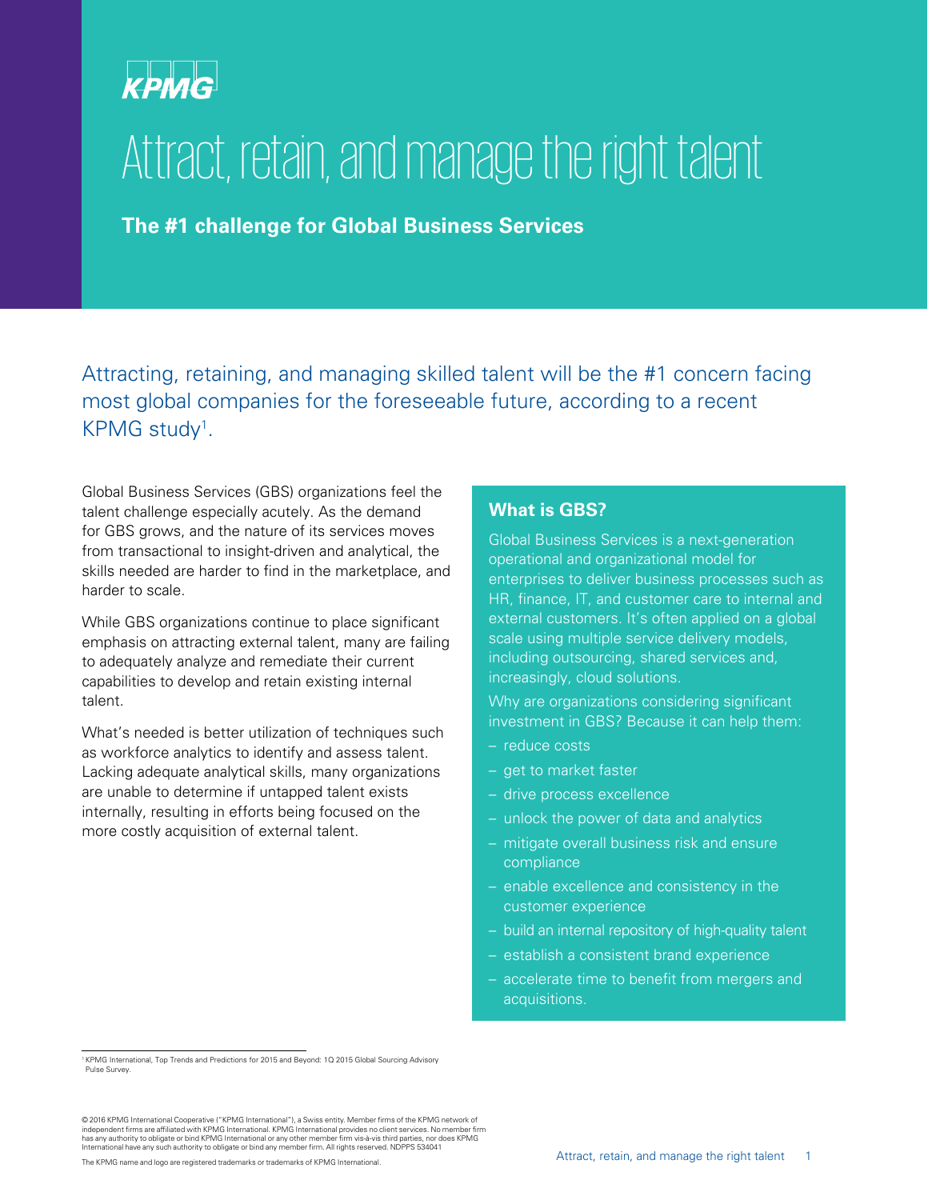KPMG

# Attract, retain, and manage the right talent

**The #1 challenge for Global Business Services**

Attracting, retaining, and managing skilled talent will be the #1 concern facing most global companies for the foreseeable future, according to a recent KPMG study[1].

Global Business Services (GBS) organizations feel the talent challenge especially acutely. As the demand for GBS grows, and the nature of its services moves from transactional to insight-driven and analytical, the skills needed are harder to find in the marketplace, and harder to scale.

While GBS organizations continue to place significant emphasis on attracting external talent, many are failing to adequately analyze and remediate their current capabilities to develop and retain existing internal talent.

What's needed is better utilization of techniques such as workforce analytics to identify and assess talent. Lacking adequate analytical skills, many organizations are unable to determine if untapped talent exists internally, resulting in efforts being focused on the more costly acquisition of external talent.

## What is GBS?

Global Business Services is a next-generation operational and organizational model for enterprises to deliver business processes such as HR, finance, IT, and customer care to internal and external customers. It's often applied on a global scale using multiple service delivery models, including outsourcing, shared services and, increasingly, cloud solutions.

Why are organizations considering significant investment in GBS? Because it can help them:

- reduce costs
- get to market faster
- drive process excellence
- unlock the power of data and analytics
- mitigate overall business risk and ensure compliance
- enable excellence and consistency in the customer experience
- build an internal repository of high-quality talent
- establish a consistent brand experience
- accelerate time to benefit from mergers and acquisitions.

[1] KPMG International, Top Trends and Predictions for 2015 and Beyond: 1Q 2015 Global Sourcing Advisory Pulse Survey.

© 2016 KPMG International Cooperative ("KPMG International"), a Swiss entity. Member firms of the KPMG network of independent firms are affiliated with KPMG International. KPMG International provides no client services. No member firm has any authority to obligate or bind KPMG International or any other member firm vis-à-vis third parties, nor does KPMG International have any such authority to obligate or bind any member firm. All rights reserved. NDPPS 534041

The KPMG name and logo are registered trademarks or trademarks of KPMG International.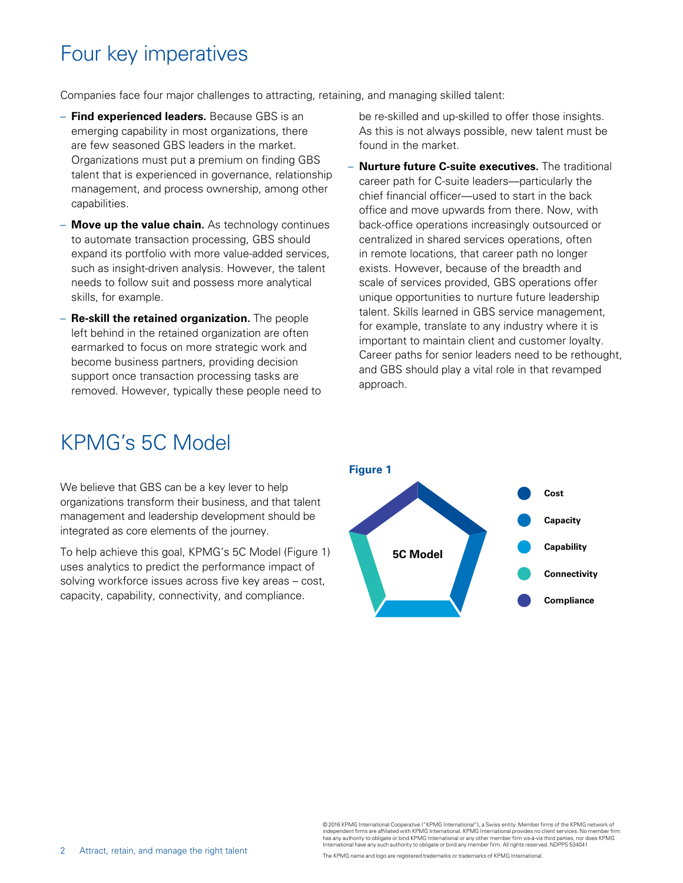## Four key imperatives

Companies face four major challenges to attracting, retaining, and managing skilled talent:

- **Find experienced leaders.** Because GBS is an emerging capability in most organizations, there are few seasoned GBS leaders in the market. Organizations must put a premium on finding GBS talent that is experienced in governance, relationship management, and process ownership, among other capabilities.
- **Move up the value chain.** As technology continues to automate transaction processing, GBS should expand its portfolio with more value-added services, such as insight-driven analysis. However, the talent needs to follow suit and possess more analytical skills, for example.
- **Re-skill the retained organization.** The people left behind in the retained organization are often earmarked to focus on more strategic work and become business partners, providing decision support once transaction processing tasks are removed. However, typically these people need to be re-skilled and up-skilled to offer those insights. As this is not always possible, new talent must be found in the market.
- **Nurture future C-suite executives.** The traditional career path for C-suite leaders—particularly the chief financial officer—used to start in the back office and move upwards from there. Now, with back-office operations increasingly outsourced or centralized in shared services operations, often in remote locations, that career path no longer exists. However, because of the breadth and scale of services provided, GBS operations offer unique opportunities to nurture future leadership talent. Skills learned in GBS service management, for example, translate to any industry where it is important to maintain client and customer loyalty. Career paths for senior leaders need to be rethought, and GBS should play a vital role in that revamped approach.

## KPMG's 5C Model

We believe that GBS can be a key lever to help organizations transform their business, and that talent management and leadership development should be integrated as core elements of the journey.

To help achieve this goal, KPMG's 5C Model (Figure 1) uses analytics to predict the performance impact of solving workforce issues across five key areas – cost, capacity, capability, connectivity, and compliance.

**Figure 1**

5C Model

- Cost
- Capacity
- Capability
- Connectivity
- Compliance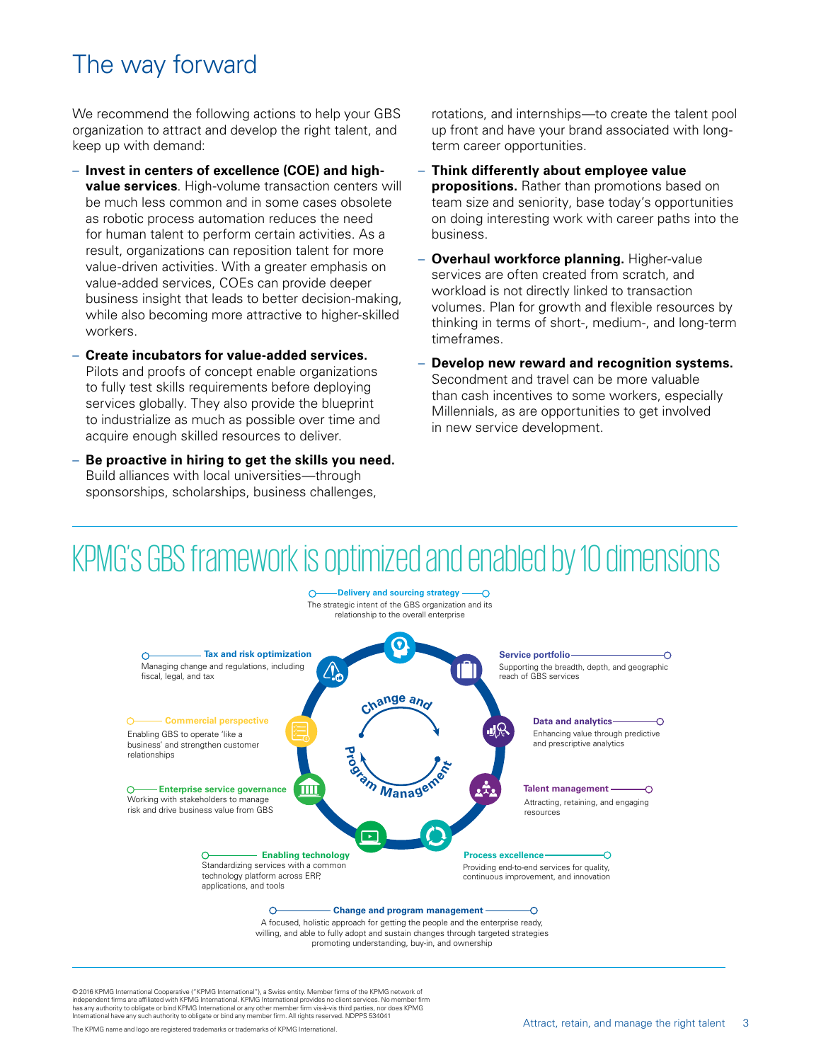# The way forward

We recommend the following actions to help your GBS organization to attract and develop the right talent, and keep up with demand:

- **Invest in centers of excellence (COE) and high-value services**. High-volume transaction centers will be much less common and in some cases obsolete as robotic process automation reduces the need for human talent to perform certain activities. As a result, organizations can reposition talent for more value-driven activities. With a greater emphasis on value-added services, COEs can provide deeper business insight that leads to better decision-making, while also becoming more attractive to higher-skilled workers.
- **Create incubators for value-added services.** Pilots and proofs of concept enable organizations to fully test skills requirements before deploying services globally. They also provide the blueprint to industrialize as much as possible over time and acquire enough skilled resources to deliver.
- **Be proactive in hiring to get the skills you need.** Build alliances with local universities—through sponsorships, scholarships, business challenges, rotations, and internships—to create the talent pool up front and have your brand associated with long-term career opportunities.
- **Think differently about employee value propositions.** Rather than promotions based on team size and seniority, base today's opportunities on doing interesting work with career paths into the business.
- **Overhaul workforce planning.** Higher-value services are often created from scratch, and workload is not directly linked to transaction volumes. Plan for growth and flexible resources by thinking in terms of short-, medium-, and long-term timeframes.
- **Develop new reward and recognition systems.** Secondment and travel can be more valuable than cash incentives to some workers, especially Millennials, as are opportunities to get involved in new service development.

## KPMG's GBS framework is optimized and enabled by 10 dimensions

**Delivery and sourcing strategy**
The strategic intent of the GBS organization and its relationship to the overall enterprise

**Service portfolio**
Supporting the breadth, depth, and geographic reach of GBS services

**Data and analytics**
Enhancing value through predictive and prescriptive analytics

**Talent management**
Attracting, retaining, and engaging resources

**Process excellence**
Providing end-to-end services for quality, continuous improvement, and innovation

**Enabling technology**
Standardizing services with a common technology platform across ERP, applications, and tools

**Enterprise service governance**
Working with stakeholders to manage risk and drive business value from GBS

**Commercial perspective**
Enabling GBS to operate 'like a business' and strengthen customer relationships

**Tax and risk optimization**
Managing change and regulations, including fiscal, legal, and tax

Change and Program Management

**Change and program management**
A focused, holistic approach for getting the people and the enterprise ready, willing, and able to fully adopt and sustain changes through targeted strategies promoting understanding, buy-in, and ownership

© 2016 KPMG International Cooperative ("KPMG International"), a Swiss entity. Member firms of the KPMG network of independent firms are affiliated with KPMG International. KPMG International provides no client services. No member firm has any authority to obligate or bind KPMG International or any other member firm vis-à-vis third parties, nor does KPMG International have any such authority to obligate or bind any member firm. All rights reserved. NDPPS 534041

The KPMG name and logo are registered trademarks or trademarks of KPMG International.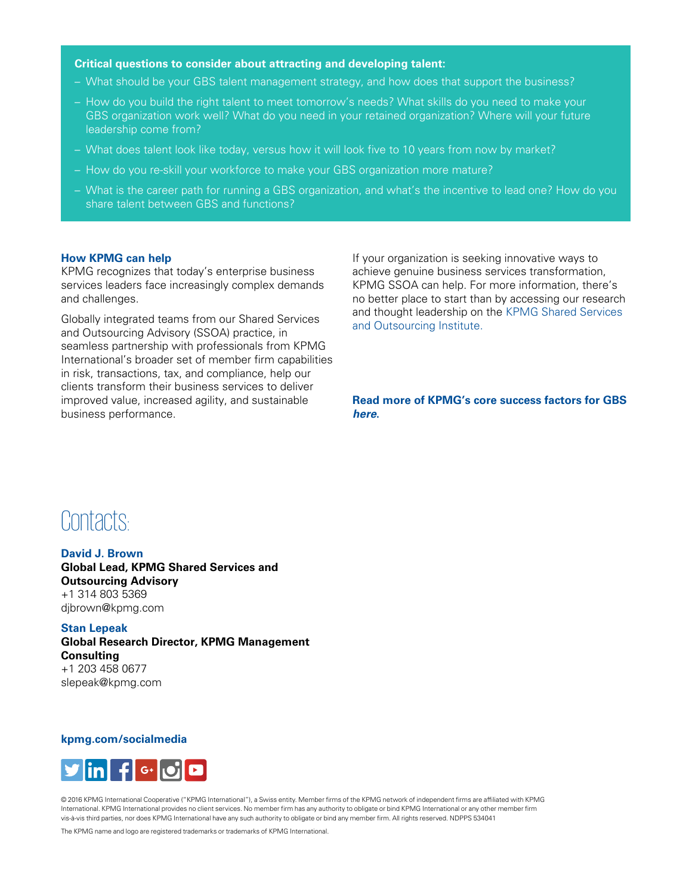**Critical questions to consider about attracting and developing talent:**

- What should be your GBS talent management strategy, and how does that support the business?
- How do you build the right talent to meet tomorrow's needs? What skills do you need to make your GBS organization work well? What do you need in your retained organization? Where will your future leadership come from?
- What does talent look like today, versus how it will look five to 10 years from now by market?
- How do you re-skill your workforce to make your GBS organization more mature?
- What is the career path for running a GBS organization, and what's the incentive to lead one? How do you share talent between GBS and functions?

### How KPMG can help

KPMG recognizes that today's enterprise business services leaders face increasingly complex demands and challenges.

Globally integrated teams from our Shared Services and Outsourcing Advisory (SSOA) practice, in seamless partnership with professionals from KPMG International's broader set of member firm capabilities in risk, transactions, tax, and compliance, help our clients transform their business services to deliver improved value, increased agility, and sustainable business performance.

If your organization is seeking innovative ways to achieve genuine business services transformation, KPMG SSOA can help. For more information, there's no better place to start than by accessing our research and thought leadership on the KPMG Shared Services and Outsourcing Institute.

**Read more of KPMG's core success factors for GBS *here*.**

## Contacts:

**David J. Brown**
**Global Lead, KPMG Shared Services and Outsourcing Advisory**
+1 314 803 5369
djbrown@kpmg.com

**Stan Lepeak**
**Global Research Director, KPMG Management Consulting**
+1 203 458 0677
slepeak@kpmg.com

**kpmg.com/socialmedia**

© 2016 KPMG International Cooperative ("KPMG International"), a Swiss entity. Member firms of the KPMG network of independent firms are affiliated with KPMG International. KPMG International provides no client services. No member firm has any authority to obligate or bind KPMG International or any other member firm vis-à-vis third parties, nor does KPMG International have any such authority to obligate or bind any member firm. All rights reserved. NDPPS 534041

The KPMG name and logo are registered trademarks or trademarks of KPMG International.